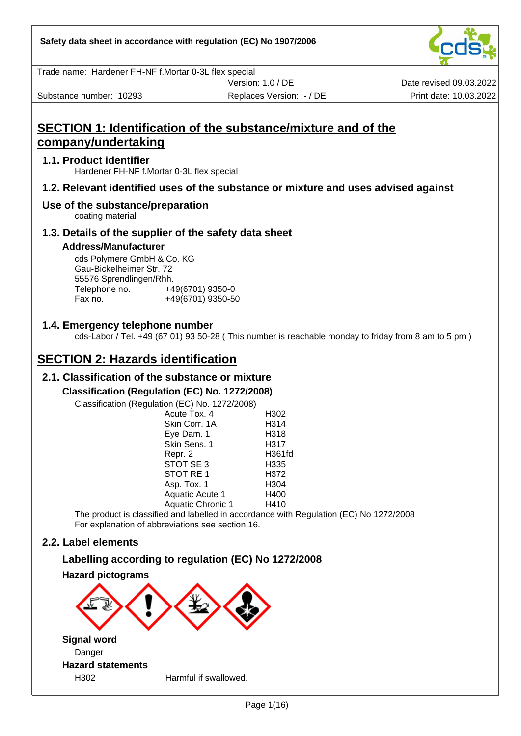Safety data sheet in accordance with regulation (EC) No 1907/2006

Trade name: Hardener FH-NF f.Mortar 0-3L flex special

| Substance number: 10293 | Version: 1.0 / DE<br>Replaces Version: - / DE | Date revised 09.03.2022<br>Print date: 10.03.2022 |
| --- | --- | --- |

# SECTION 1: Identification of the substance/mixture and of the company/undertaking

## 1.1. Product identifier

Hardener FH-NF f.Mortar 0-3L flex special

## 1.2. Relevant identified uses of the substance or mixture and uses advised against

## Use of the substance/preparation

coating material

## 1.3. Details of the supplier of the safety data sheet

### Address/Manufacturer

cds Polymere GmbH & Co. KG
Gau-Bickelheimer Str. 72
55576 Sprendlingen/Rhh.
Telephone no. +49(6701) 9350-0
Fax no. +49(6701) 9350-50

## 1.4. Emergency telephone number

cds-Labor / Tel. +49 (67 01) 93 50-28 ( This number is reachable monday to friday from 8 am to 5 pm )

# SECTION 2: Hazards identification

## 2.1. Classification of the substance or mixture

### Classification (Regulation (EC) No. 1272/2008)

Classification (Regulation (EC) No. 1272/2008)

| | |
| --- | --- |
| Acute Tox. 4 | H302 |
| Skin Corr. 1A | H314 |
| Eye Dam. 1 | H318 |
| Skin Sens. 1 | H317 |
| Repr. 2 | H361fd |
| STOT SE 3 | H335 |
| STOT RE 1 | H372 |
| Asp. Tox. 1 | H304 |
| Aquatic Acute 1 | H400 |
| Aquatic Chronic 1 | H410 |

The product is classified and labelled in accordance with Regulation (EC) No 1272/2008
For explanation of abbreviations see section 16.

## 2.2. Label elements

### Labelling according to regulation (EC) No 1272/2008

### Hazard pictograms

### Signal word

Danger

### Hazard statements

H302 Harmful if swallowed.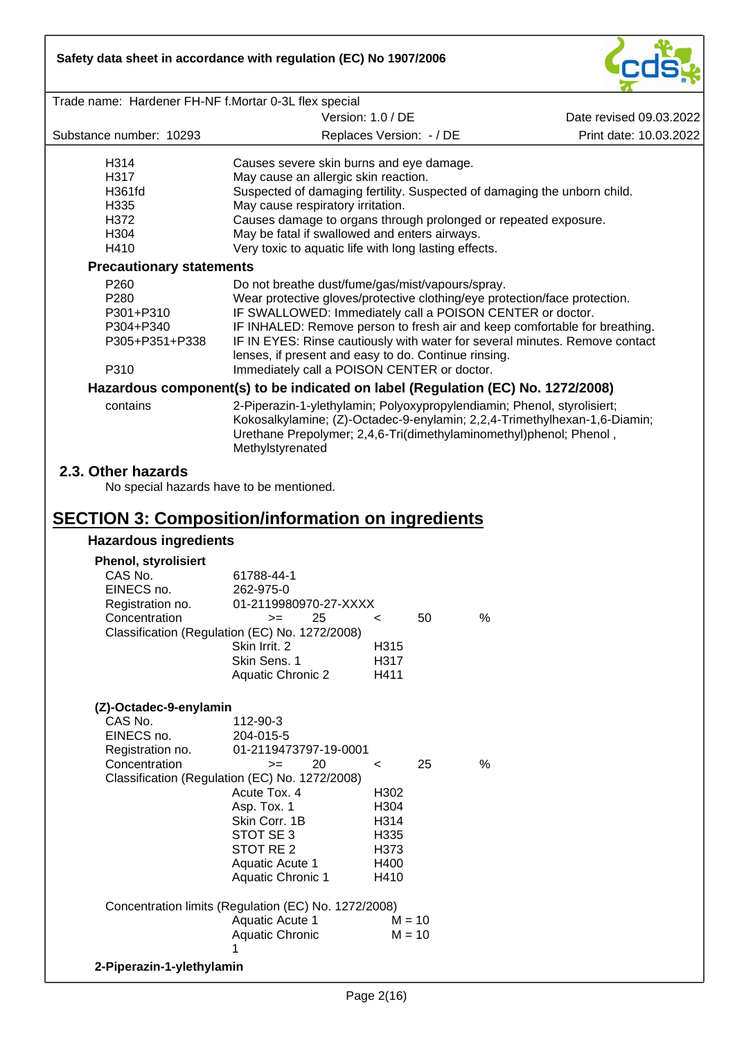| | |
|---|---|
| H314 | Causes severe skin burns and eye damage. |
| H317 | May cause an allergic skin reaction. |
| H361fd | Suspected of damaging fertility. Suspected of damaging the unborn child. |
| H335 | May cause respiratory irritation. |
| H372 | Causes damage to organs through prolonged or repeated exposure. |
| H304 | May be fatal if swallowed and enters airways. |
| H410 | Very toxic to aquatic life with long lasting effects. |

### Precautionary statements

| | |
|---|---|
| P260 | Do not breathe dust/fume/gas/mist/vapours/spray. |
| P280 | Wear protective gloves/protective clothing/eye protection/face protection. |
| P301+P310 | IF SWALLOWED: Immediately call a POISON CENTER or doctor. |
| P304+P340 | IF INHALED: Remove person to fresh air and keep comfortable for breathing. |
| P305+P351+P338 | IF IN EYES: Rinse cautiously with water for several minutes. Remove contact lenses, if present and easy to do. Continue rinsing. |
| P310 | Immediately call a POISON CENTER or doctor. |

### Hazardous component(s) to be indicated on label (Regulation (EC) No. 1272/2008)

contains: 2-Piperazin-1-ylethylamin; Polyoxypropylendiamin; Phenol, styrolisiert; Kokosalkylamine; (Z)-Octadec-9-enylamin; 2,2,4-Trimethylhexan-1,6-Diamin; Urethane Prepolymer; 2,4,6-Tri(dimethylaminomethyl)phenol; Phenol , Methylstyrenated

## 2.3. Other hazards

No special hazards have to be mentioned.

# SECTION 3: Composition/information on ingredients

### Hazardous ingredients

**Phenol, styrolisiert**

| | |
|---|---|
| CAS No. | 61788-44-1 |
| EINECS no. | 262-975-0 |
| Registration no. | 01-2119980970-27-XXXX |
| Concentration | >= 25 < 50 % |

Classification (Regulation (EC) No. 1272/2008)

| | |
|---|---|
| Skin Irrit. 2 | H315 |
| Skin Sens. 1 | H317 |
| Aquatic Chronic 2 | H411 |

**(Z)-Octadec-9-enylamin**

| | |
|---|---|
| CAS No. | 112-90-3 |
| EINECS no. | 204-015-5 |
| Registration no. | 01-2119473797-19-0001 |
| Concentration | >= 20 < 25 % |

Classification (Regulation (EC) No. 1272/2008)

| | |
|---|---|
| Acute Tox. 4 | H302 |
| Asp. Tox. 1 | H304 |
| Skin Corr. 1B | H314 |
| STOT SE 3 | H335 |
| STOT RE 2 | H373 |
| Aquatic Acute 1 | H400 |
| Aquatic Chronic 1 | H410 |

Concentration limits (Regulation (EC) No. 1272/2008)

| | |
|---|---|
| Aquatic Acute 1 | M = 10 |
| Aquatic Chronic 1 | M = 10 |

**2-Piperazin-1-ylethylamin**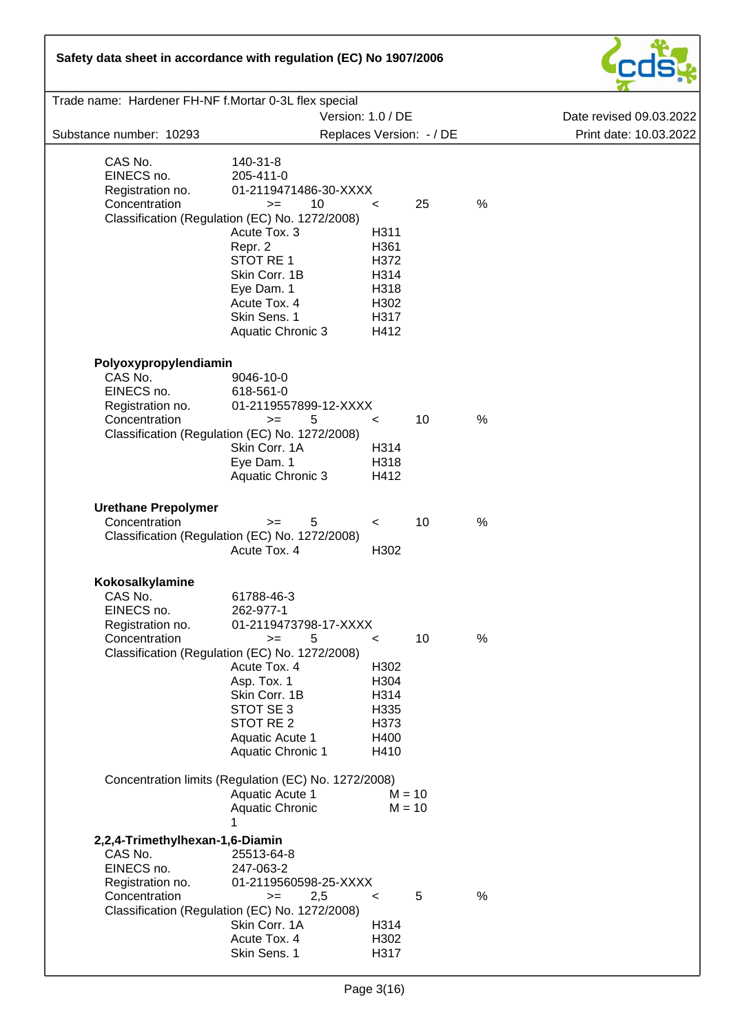CAS No. 140-31-8
EINECS no. 205-411-0
Registration no. 01-2119471486-30-XXXX
Concentration >= 10 < 25 %

Classification (Regulation (EC) No. 1272/2008)

| | |
|---|---|
| Acute Tox. 3 | H311 |
| Repr. 2 | H361 |
| STOT RE 1 | H372 |
| Skin Corr. 1B | H314 |
| Eye Dam. 1 | H318 |
| Acute Tox. 4 | H302 |
| Skin Sens. 1 | H317 |
| Aquatic Chronic 3 | H412 |

**Polyoxypropylendiamin**

CAS No. 9046-10-0
EINECS no. 618-561-0
Registration no. 01-2119557899-12-XXXX
Concentration >= 5 < 10 %

Classification (Regulation (EC) No. 1272/2008)

| | |
|---|---|
| Skin Corr. 1A | H314 |
| Eye Dam. 1 | H318 |
| Aquatic Chronic 3 | H412 |

**Urethane Prepolymer**

Concentration >= 5 < 10 %

Classification (Regulation (EC) No. 1272/2008)

| | |
|---|---|
| Acute Tox. 4 | H302 |

**Kokosalkylamine**

CAS No. 61788-46-3
EINECS no. 262-977-1
Registration no. 01-2119473798-17-XXXX
Concentration >= 5 < 10 %

Classification (Regulation (EC) No. 1272/2008)

| | |
|---|---|
| Acute Tox. 4 | H302 |
| Asp. Tox. 1 | H304 |
| Skin Corr. 1B | H314 |
| STOT SE 3 | H335 |
| STOT RE 2 | H373 |
| Aquatic Acute 1 | H400 |
| Aquatic Chronic 1 | H410 |

Concentration limits (Regulation (EC) No. 1272/2008)

| | |
|---|---|
| Aquatic Acute 1 | M = 10 |
| Aquatic Chronic 1 | M = 10 |

**2,2,4-Trimethylhexan-1,6-Diamin**

CAS No. 25513-64-8
EINECS no. 247-063-2
Registration no. 01-2119560598-25-XXXX
Concentration >= 2,5 < 5 %

Classification (Regulation (EC) No. 1272/2008)

| | |
|---|---|
| Skin Corr. 1A | H314 |
| Acute Tox. 4 | H302 |
| Skin Sens. 1 | H317 |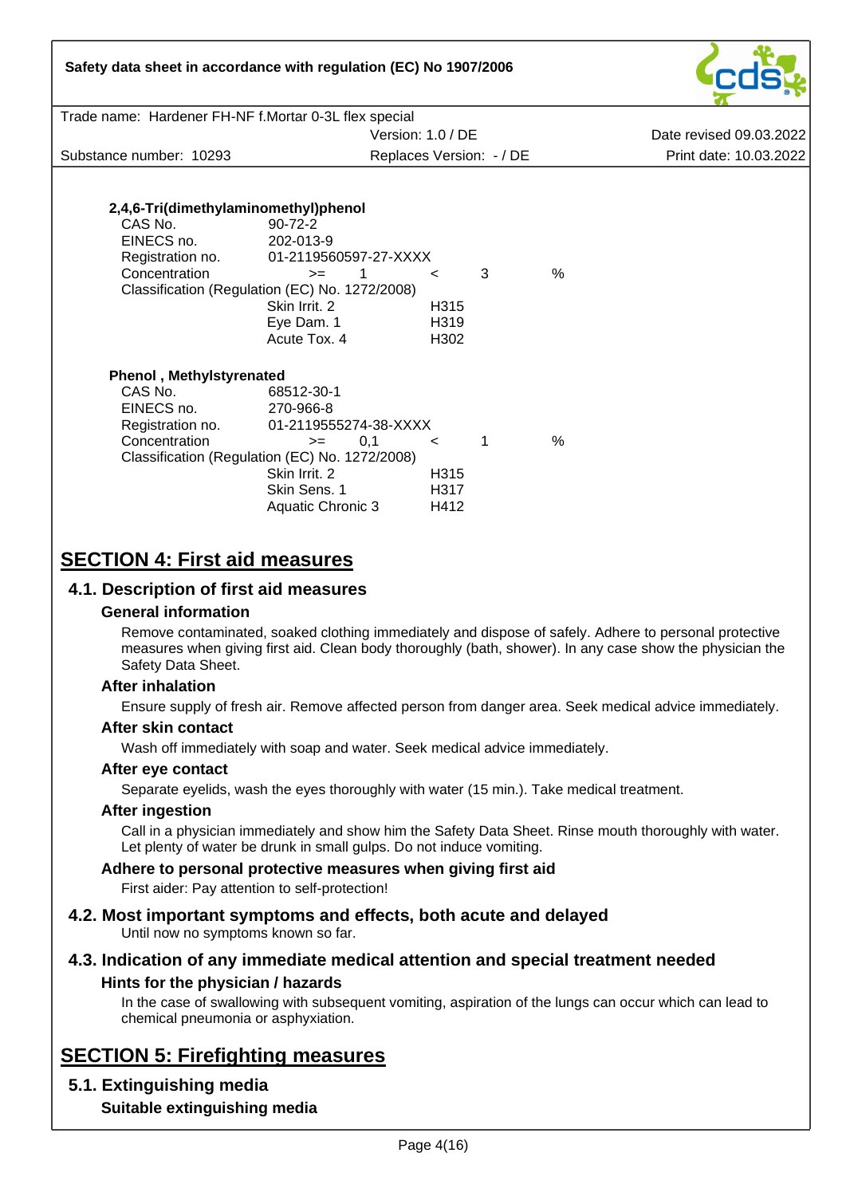**2,4,6-Tri(dimethylaminomethyl)phenol**

| | | | | | |
|---|---|---|---|---|---|
| CAS No. | 90-72-2 | | | | |
| EINECS no. | 202-013-9 | | | | |
| Registration no. | 01-2119560597-27-XXXX | | | | |
| Concentration | >= | 1 | < | 3 | % |

Classification (Regulation (EC) No. 1272/2008)

| | |
|---|---|
| Skin Irrit. 2 | H315 |
| Eye Dam. 1 | H319 |
| Acute Tox. 4 | H302 |

**Phenol , Methylstyrenated**

| | | | | | |
|---|---|---|---|---|---|
| CAS No. | 68512-30-1 | | | | |
| EINECS no. | 270-966-8 | | | | |
| Registration no. | 01-2119555274-38-XXXX | | | | |
| Concentration | >= | 0,1 | < | 1 | % |

Classification (Regulation (EC) No. 1272/2008)

| | |
|---|---|
| Skin Irrit. 2 | H315 |
| Skin Sens. 1 | H317 |
| Aquatic Chronic 3 | H412 |

# SECTION 4: First aid measures

## 4.1. Description of first aid measures

### General information

Remove contaminated, soaked clothing immediately and dispose of safely. Adhere to personal protective measures when giving first aid. Clean body thoroughly (bath, shower). In any case show the physician the Safety Data Sheet.

### After inhalation

Ensure supply of fresh air. Remove affected person from danger area. Seek medical advice immediately.

### After skin contact

Wash off immediately with soap and water. Seek medical advice immediately.

### After eye contact

Separate eyelids, wash the eyes thoroughly with water (15 min.). Take medical treatment.

### After ingestion

Call in a physician immediately and show him the Safety Data Sheet. Rinse mouth thoroughly with water. Let plenty of water be drunk in small gulps. Do not induce vomiting.

### Adhere to personal protective measures when giving first aid

First aider: Pay attention to self-protection!

## 4.2. Most important symptoms and effects, both acute and delayed

Until now no symptoms known so far.

## 4.3. Indication of any immediate medical attention and special treatment needed

### Hints for the physician / hazards

In the case of swallowing with subsequent vomiting, aspiration of the lungs can occur which can lead to chemical pneumonia or asphyxiation.

# SECTION 5: Firefighting measures

## 5.1. Extinguishing media

### Suitable extinguishing media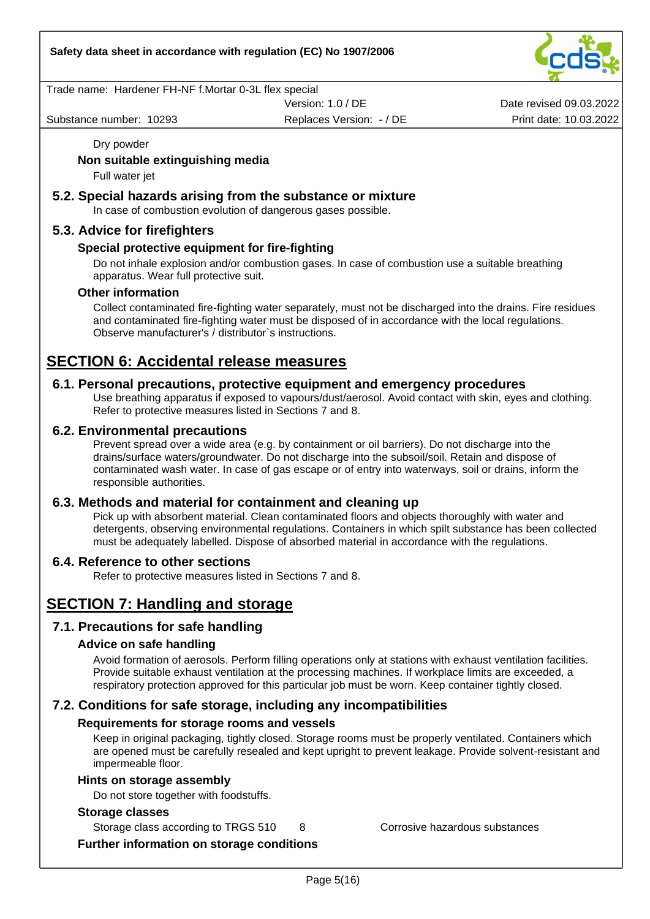Dry powder

**Non suitable extinguishing media**

Full water jet

### 5.2. Special hazards arising from the substance or mixture

In case of combustion evolution of dangerous gases possible.

### 5.3. Advice for firefighters

**Special protective equipment for fire-fighting**

Do not inhale explosion and/or combustion gases. In case of combustion use a suitable breathing apparatus. Wear full protective suit.

**Other information**

Collect contaminated fire-fighting water separately, must not be discharged into the drains. Fire residues and contaminated fire-fighting water must be disposed of in accordance with the local regulations. Observe manufacturer's / distributor`s instructions.

## SECTION 6: Accidental release measures

### 6.1. Personal precautions, protective equipment and emergency procedures

Use breathing apparatus if exposed to vapours/dust/aerosol. Avoid contact with skin, eyes and clothing. Refer to protective measures listed in Sections 7 and 8.

### 6.2. Environmental precautions

Prevent spread over a wide area (e.g. by containment or oil barriers). Do not discharge into the drains/surface waters/groundwater. Do not discharge into the subsoil/soil. Retain and dispose of contaminated wash water. In case of gas escape or of entry into waterways, soil or drains, inform the responsible authorities.

### 6.3. Methods and material for containment and cleaning up

Pick up with absorbent material. Clean contaminated floors and objects thoroughly with water and detergents, observing environmental regulations. Containers in which spilt substance has been collected must be adequately labelled. Dispose of absorbed material in accordance with the regulations.

### 6.4. Reference to other sections

Refer to protective measures listed in Sections 7 and 8.

## SECTION 7: Handling and storage

### 7.1. Precautions for safe handling

**Advice on safe handling**

Avoid formation of aerosols. Perform filling operations only at stations with exhaust ventilation facilities. Provide suitable exhaust ventilation at the processing machines. If workplace limits are exceeded, a respiratory protection approved for this particular job must be worn. Keep container tightly closed.

### 7.2. Conditions for safe storage, including any incompatibilities

**Requirements for storage rooms and vessels**

Keep in original packaging, tightly closed. Storage rooms must be properly ventilated. Containers which are opened must be carefully resealed and kept upright to prevent leakage. Provide solvent-resistant and impermeable floor.

**Hints on storage assembly**

Do not store together with foodstuffs.

**Storage classes**

| | | |
|---|---|---|
| Storage class according to TRGS 510 | 8 | Corrosive hazardous substances |

**Further information on storage conditions**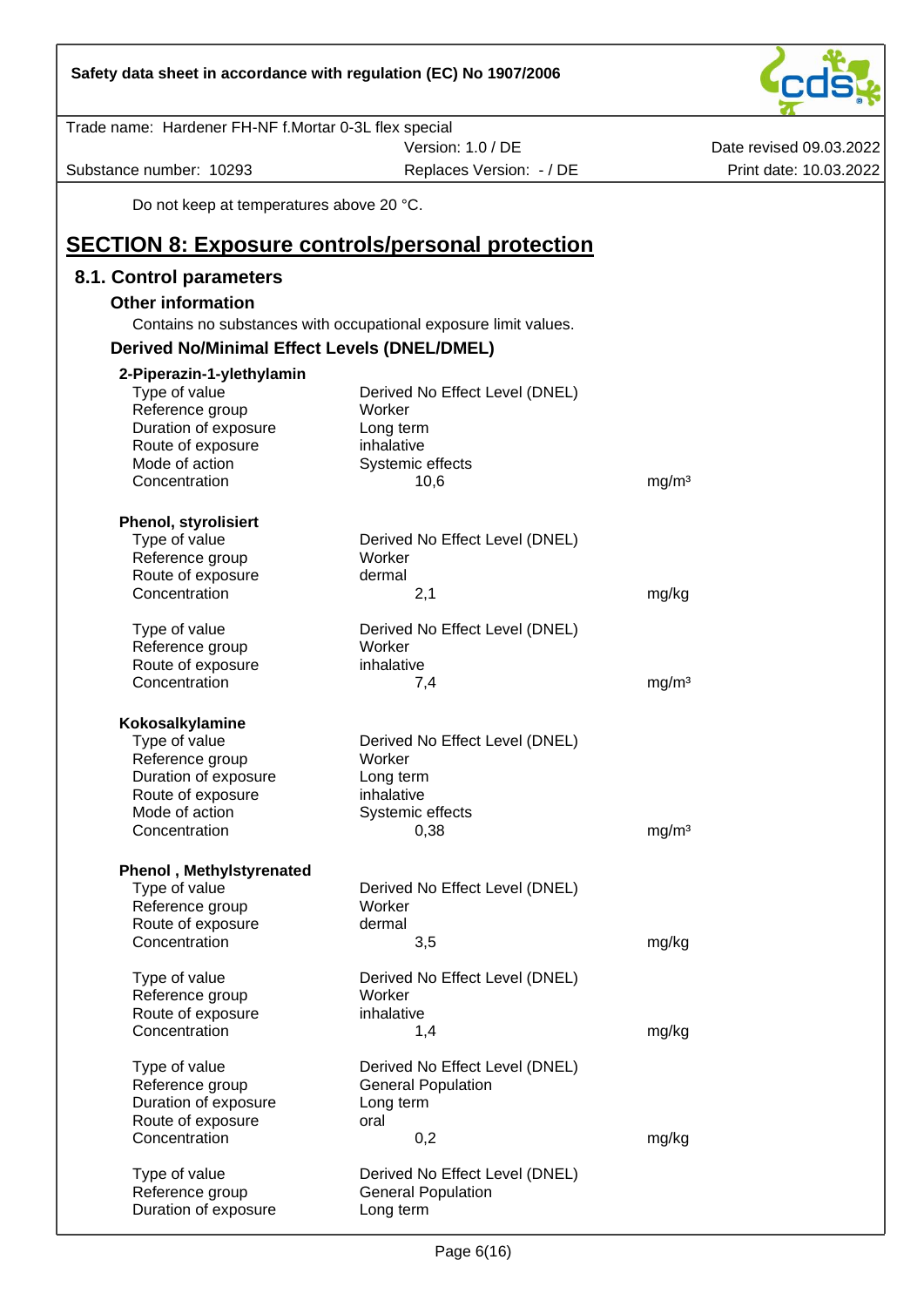Do not keep at temperatures above 20 °C.

# SECTION 8: Exposure controls/personal protection

## 8.1. Control parameters

### Other information

Contains no substances with occupational exposure limit values.

### Derived No/Minimal Effect Levels (DNEL/DMEL)

**2-Piperazin-1-ylethylamin**

| | | |
|---|---|---|
| Type of value | Derived No Effect Level (DNEL) | |
| Reference group | Worker | |
| Duration of exposure | Long term | |
| Route of exposure | inhalative | |
| Mode of action | Systemic effects | |
| Concentration | 10,6 | mg/m³ |

**Phenol, styrolisiert**

| | | |
|---|---|---|
| Type of value | Derived No Effect Level (DNEL) | |
| Reference group | Worker | |
| Route of exposure | dermal | |
| Concentration | 2,1 | mg/kg |

| | | |
|---|---|---|
| Type of value | Derived No Effect Level (DNEL) | |
| Reference group | Worker | |
| Route of exposure | inhalative | |
| Concentration | 7,4 | mg/m³ |

**Kokosalkylamine**

| | | |
|---|---|---|
| Type of value | Derived No Effect Level (DNEL) | |
| Reference group | Worker | |
| Duration of exposure | Long term | |
| Route of exposure | inhalative | |
| Mode of action | Systemic effects | |
| Concentration | 0,38 | mg/m³ |

**Phenol , Methylstyrenated**

| | | |
|---|---|---|
| Type of value | Derived No Effect Level (DNEL) | |
| Reference group | Worker | |
| Route of exposure | dermal | |
| Concentration | 3,5 | mg/kg |

| | | |
|---|---|---|
| Type of value | Derived No Effect Level (DNEL) | |
| Reference group | Worker | |
| Route of exposure | inhalative | |
| Concentration | 1,4 | mg/kg |

| | | |
|---|---|---|
| Type of value | Derived No Effect Level (DNEL) | |
| Reference group | General Population | |
| Duration of exposure | Long term | |
| Route of exposure | oral | |
| Concentration | 0,2 | mg/kg |

| | | |
|---|---|---|
| Type of value | Derived No Effect Level (DNEL) | |
| Reference group | General Population | |
| Duration of exposure | Long term | |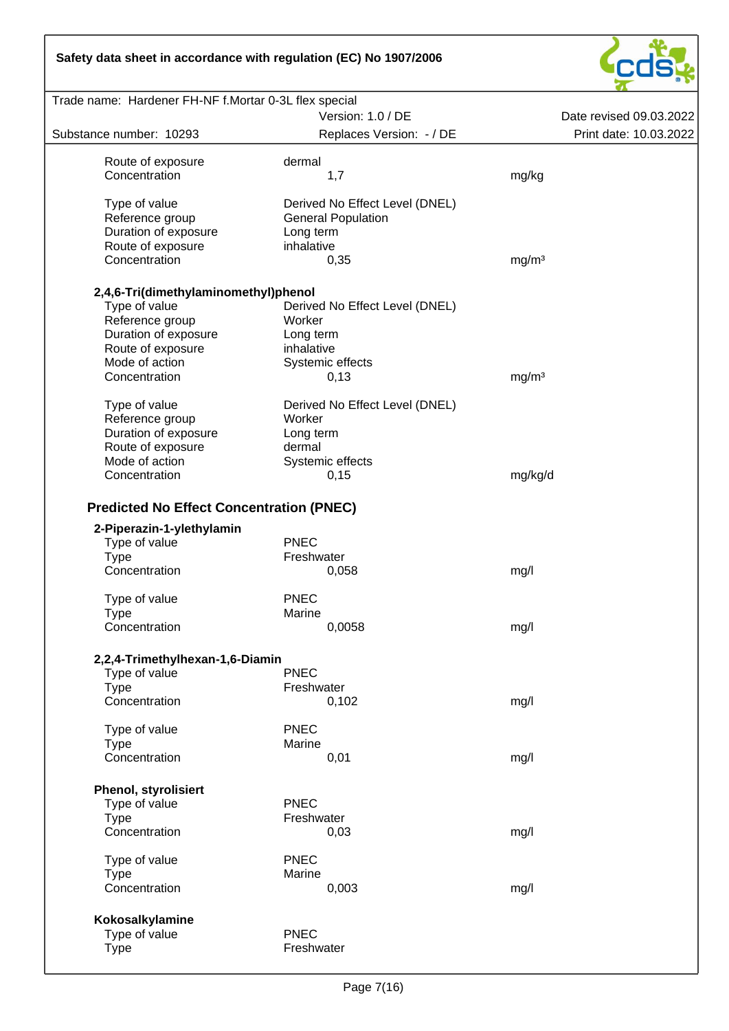| | | |
|---|---|---|
| Route of exposure | dermal | |
| Concentration | 1,7 | mg/kg |
| | | |
| Type of value | Derived No Effect Level (DNEL) | |
| Reference group | General Population | |
| Duration of exposure | Long term | |
| Route of exposure | inhalative | |
| Concentration | 0,35 | mg/m³ |

**2,4,6-Tri(dimethylaminomethyl)phenol**

| | | |
|---|---|---|
| Type of value | Derived No Effect Level (DNEL) | |
| Reference group | Worker | |
| Duration of exposure | Long term | |
| Route of exposure | inhalative | |
| Mode of action | Systemic effects | |
| Concentration | 0,13 | mg/m³ |
| | | |
| Type of value | Derived No Effect Level (DNEL) | |
| Reference group | Worker | |
| Duration of exposure | Long term | |
| Route of exposure | dermal | |
| Mode of action | Systemic effects | |
| Concentration | 0,15 | mg/kg/d |

### Predicted No Effect Concentration (PNEC)

**2-Piperazin-1-ylethylamin**

| | | |
|---|---|---|
| Type of value | PNEC | |
| Type | Freshwater | |
| Concentration | 0,058 | mg/l |
| | | |
| Type of value | PNEC | |
| Type | Marine | |
| Concentration | 0,0058 | mg/l |

**2,2,4-Trimethylhexan-1,6-Diamin**

| | | |
|---|---|---|
| Type of value | PNEC | |
| Type | Freshwater | |
| Concentration | 0,102 | mg/l |
| | | |
| Type of value | PNEC | |
| Type | Marine | |
| Concentration | 0,01 | mg/l |

**Phenol, styrolisiert**

| | | |
|---|---|---|
| Type of value | PNEC | |
| Type | Freshwater | |
| Concentration | 0,03 | mg/l |
| | | |
| Type of value | PNEC | |
| Type | Marine | |
| Concentration | 0,003 | mg/l |

**Kokosalkylamine**

| | |
|---|---|
| Type of value | PNEC |
| Type | Freshwater |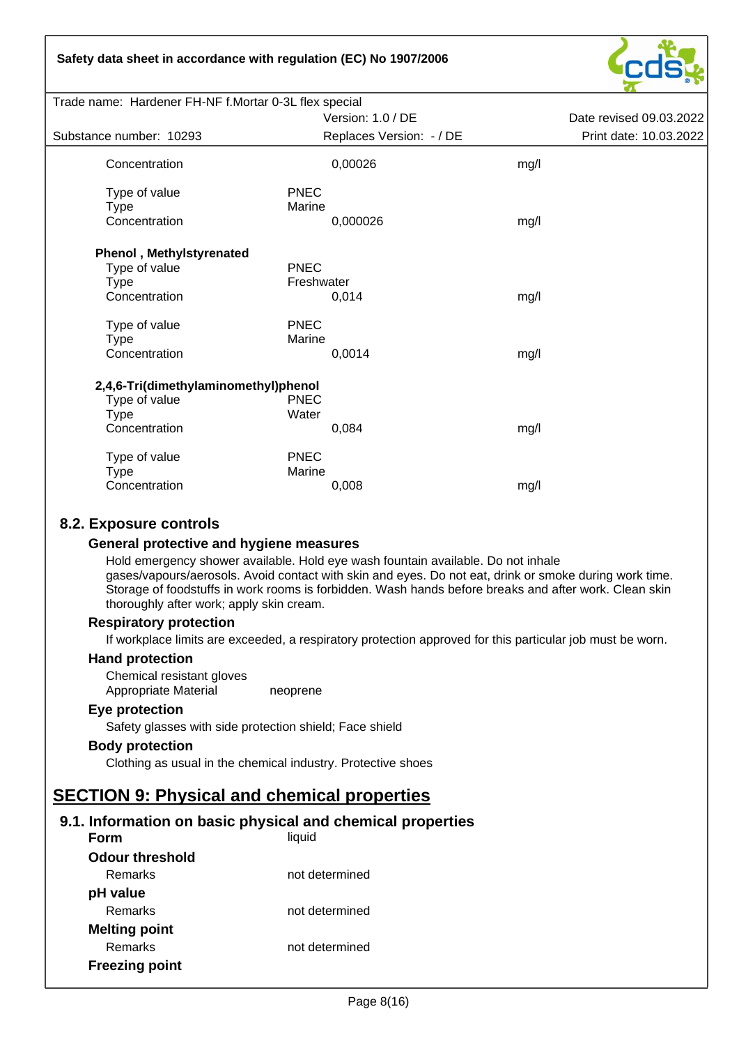| | | |
|---|---|---|
| Concentration | 0,00026 | mg/l |
| | | |
| Type of value | PNEC | |
| Type | Marine | |
| Concentration | 0,000026 | mg/l |

**Phenol , Methylstyrenated**

| | | |
|---|---|---|
| Type of value | PNEC | |
| Type | Freshwater | |
| Concentration | 0,014 | mg/l |
| | | |
| Type of value | PNEC | |
| Type | Marine | |
| Concentration | 0,0014 | mg/l |

**2,4,6-Tri(dimethylaminomethyl)phenol**

| | | |
|---|---|---|
| Type of value | PNEC | |
| Type | Water | |
| Concentration | 0,084 | mg/l |
| | | |
| Type of value | PNEC | |
| Type | Marine | |
| Concentration | 0,008 | mg/l |

### 8.2. Exposure controls

#### General protective and hygiene measures

Hold emergency shower available. Hold eye wash fountain available. Do not inhale gases/vapours/aerosols. Avoid contact with skin and eyes. Do not eat, drink or smoke during work time. Storage of foodstuffs in work rooms is forbidden. Wash hands before breaks and after work. Clean skin thoroughly after work; apply skin cream.

#### Respiratory protection

If workplace limits are exceeded, a respiratory protection approved for this particular job must be worn.

#### Hand protection

Chemical resistant gloves
Appropriate Material neoprene

#### Eye protection

Safety glasses with side protection shield; Face shield

#### Body protection

Clothing as usual in the chemical industry. Protective shoes

## SECTION 9: Physical and chemical properties

### 9.1. Information on basic physical and chemical properties

**Form** liquid

**Odour threshold**

Remarks not determined

**pH value**

Remarks not determined

**Melting point**

Remarks not determined

**Freezing point**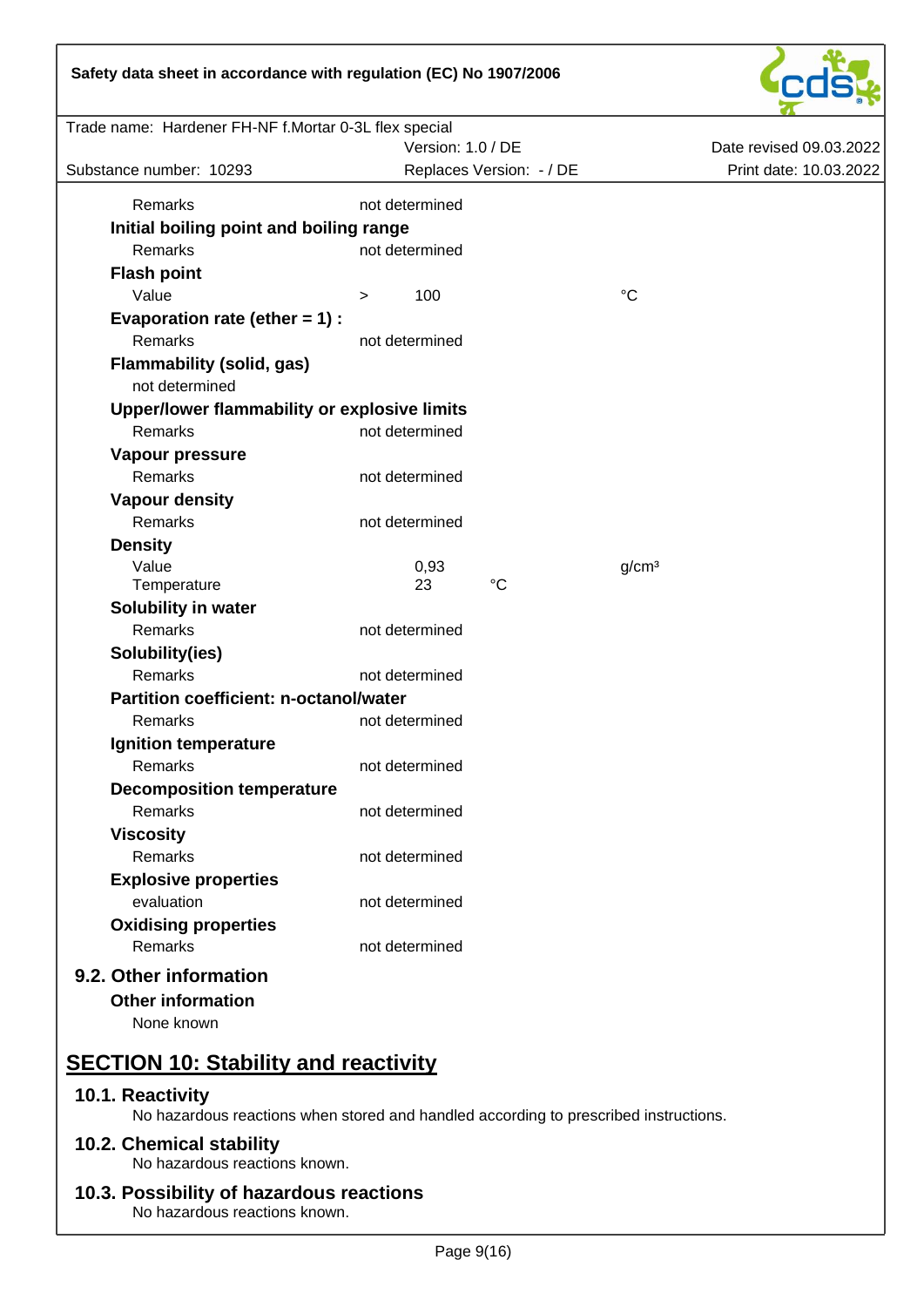| | | | |
|---|---|---|---|
| Remarks | not determined | | |

**Initial boiling point and boiling range**

| | | | |
|---|---|---|---|
| Remarks | not determined | | |

**Flash point**

| | | | |
|---|---|---|---|
| Value | > 100 | | °C |

**Evaporation rate (ether = 1) :**

| | | | |
|---|---|---|---|
| Remarks | not determined | | |

**Flammability (solid, gas)**

not determined

**Upper/lower flammability or explosive limits**

| | | | |
|---|---|---|---|
| Remarks | not determined | | |

**Vapour pressure**

| | | | |
|---|---|---|---|
| Remarks | not determined | | |

**Vapour density**

| | | | |
|---|---|---|---|
| Remarks | not determined | | |

**Density**

| | | | |
|---|---|---|---|
| Value | 0,93 | | g/cm³ |
| Temperature | 23 | °C | |

**Solubility in water**

| | | | |
|---|---|---|---|
| Remarks | not determined | | |

**Solubility(ies)**

| | | | |
|---|---|---|---|
| Remarks | not determined | | |

**Partition coefficient: n-octanol/water**

| | | | |
|---|---|---|---|
| Remarks | not determined | | |

**Ignition temperature**

| | | | |
|---|---|---|---|
| Remarks | not determined | | |

**Decomposition temperature**

| | | | |
|---|---|---|---|
| Remarks | not determined | | |

**Viscosity**

| | | | |
|---|---|---|---|
| Remarks | not determined | | |

**Explosive properties**

| | | | |
|---|---|---|---|
| evaluation | not determined | | |

**Oxidising properties**

| | | | |
|---|---|---|---|
| Remarks | not determined | | |

### 9.2. Other information

**Other information**

None known

## SECTION 10: Stability and reactivity

### 10.1. Reactivity

No hazardous reactions when stored and handled according to prescribed instructions.

### 10.2. Chemical stability

No hazardous reactions known.

### 10.3. Possibility of hazardous reactions

No hazardous reactions known.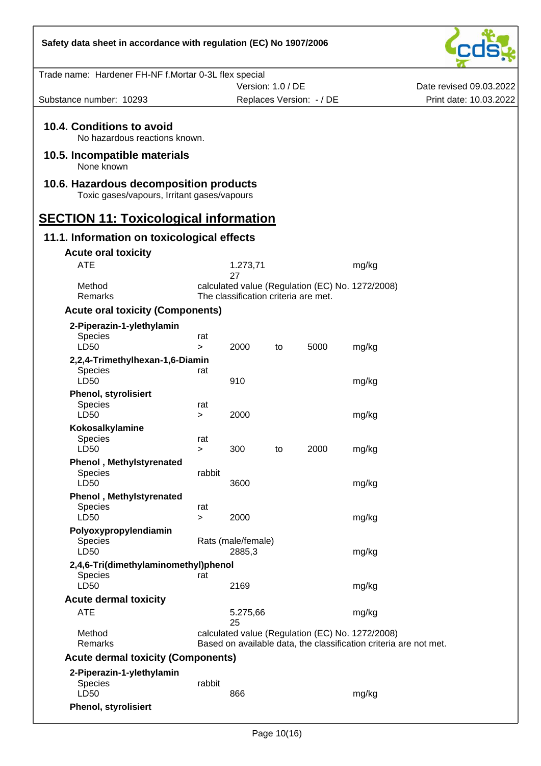## 10.4. Conditions to avoid

No hazardous reactions known.

## 10.5. Incompatible materials

None known

## 10.6. Hazardous decomposition products

Toxic gases/vapours, Irritant gases/vapours

# SECTION 11: Toxicological information

## 11.1. Information on toxicological effects

### Acute oral toxicity

| | | | | | |
|---|---|---|---|---|---|
| ATE | | 1.273,71 27 | | | mg/kg |
| Method | calculated value (Regulation (EC) No. 1272/2008) | | | | |
| Remarks | The classification criteria are met. | | | | |

### Acute oral toxicity (Components)

**2-Piperazin-1-ylethylamin**

| | | | | | |
|---|---|---|---|---|---|
| Species | rat | | | | |
| LD50 | > | 2000 | to | 5000 | mg/kg |

**2,2,4-Trimethylhexan-1,6-Diamin**

| | | | |
|---|---|---|---|
| Species | rat | | |
| LD50 | | 910 | mg/kg |

**Phenol, styrolisiert**

| | | | |
|---|---|---|---|
| Species | rat | | |
| LD50 | > | 2000 | mg/kg |

**Kokosalkylamine**

| | | | | | |
|---|---|---|---|---|---|
| Species | rat | | | | |
| LD50 | > | 300 | to | 2000 | mg/kg |

**Phenol , Methylstyrenated**

| | | | |
|---|---|---|---|
| Species | rabbit | | |
| LD50 | | 3600 | mg/kg |

**Phenol , Methylstyrenated**

| | | | |
|---|---|---|---|
| Species | rat | | |
| LD50 | > | 2000 | mg/kg |

**Polyoxypropylendiamin**

| | | |
|---|---|---|
| Species | Rats (male/female) | |
| LD50 | 2885,3 | mg/kg |

**2,4,6-Tri(dimethylaminomethyl)phenol**

| | | |
|---|---|---|
| Species | rat | |
| LD50 | 2169 | mg/kg |

### Acute dermal toxicity

| | | |
|---|---|---|
| ATE | 5.275,66 25 | mg/kg |
| Method | calculated value (Regulation (EC) No. 1272/2008) | |
| Remarks | Based on available data, the classification criteria are not met. | |

### Acute dermal toxicity (Components)

**2-Piperazin-1-ylethylamin**

| | | |
|---|---|---|
| Species | rabbit | |
| LD50 | 866 | mg/kg |

**Phenol, styrolisiert**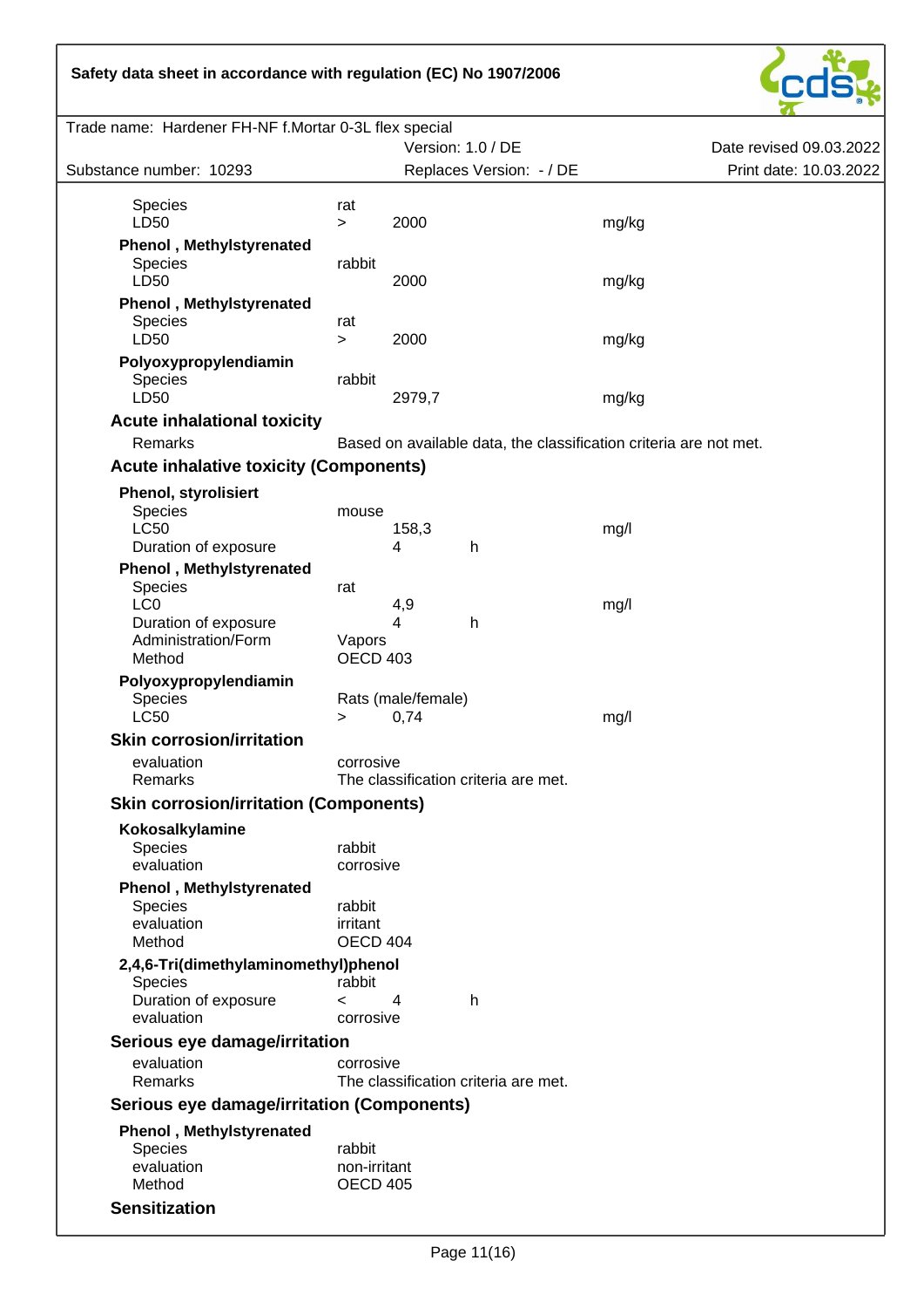| | | | | |
|---|---|---|---|---|
| Species | rat | | | |
| LD50 | > | 2000 | | mg/kg |

**Phenol , Methylstyrenated**

| | | | | |
|---|---|---|---|---|
| Species | rabbit | | | |
| LD50 | | 2000 | | mg/kg |

**Phenol , Methylstyrenated**

| | | | | |
|---|---|---|---|---|
| Species | rat | | | |
| LD50 | > | 2000 | | mg/kg |

**Polyoxypropylendiamin**

| | | | | |
|---|---|---|---|---|
| Species | rabbit | | | |
| LD50 | | 2979,7 | | mg/kg |

### Acute inhalational toxicity

Remarks: Based on available data, the classification criteria are not met.

### Acute inhalative toxicity (Components)

**Phenol, styrolisiert**

| | | | | |
|---|---|---|---|---|
| Species | mouse | | | |
| LC50 | | 158,3 | | mg/l |
| Duration of exposure | | 4 | h | |

**Phenol , Methylstyrenated**

| | | | | |
|---|---|---|---|---|
| Species | rat | | | |
| LC0 | | 4,9 | | mg/l |
| Duration of exposure | | 4 | h | |
| Administration/Form | Vapors | | | |
| Method | OECD 403 | | | |

**Polyoxypropylendiamin**

| | | | | |
|---|---|---|---|---|
| Species | Rats (male/female) | | | |
| LC50 | > | 0,74 | | mg/l |

### Skin corrosion/irritation

| | |
|---|---|
| evaluation | corrosive |
| Remarks | The classification criteria are met. |

### Skin corrosion/irritation (Components)

**Kokosalkylamine**

| | |
|---|---|
| Species | rabbit |
| evaluation | corrosive |

**Phenol , Methylstyrenated**

| | |
|---|---|
| Species | rabbit |
| evaluation | irritant |
| Method | OECD 404 |

**2,4,6-Tri(dimethylaminomethyl)phenol**

| | | | |
|---|---|---|---|
| Species | rabbit | | |
| Duration of exposure | < | 4 | h |
| evaluation | corrosive | | |

### Serious eye damage/irritation

| | |
|---|---|
| evaluation | corrosive |
| Remarks | The classification criteria are met. |

### Serious eye damage/irritation (Components)

**Phenol , Methylstyrenated**

| | |
|---|---|
| Species | rabbit |
| evaluation | non-irritant |
| Method | OECD 405 |

### Sensitization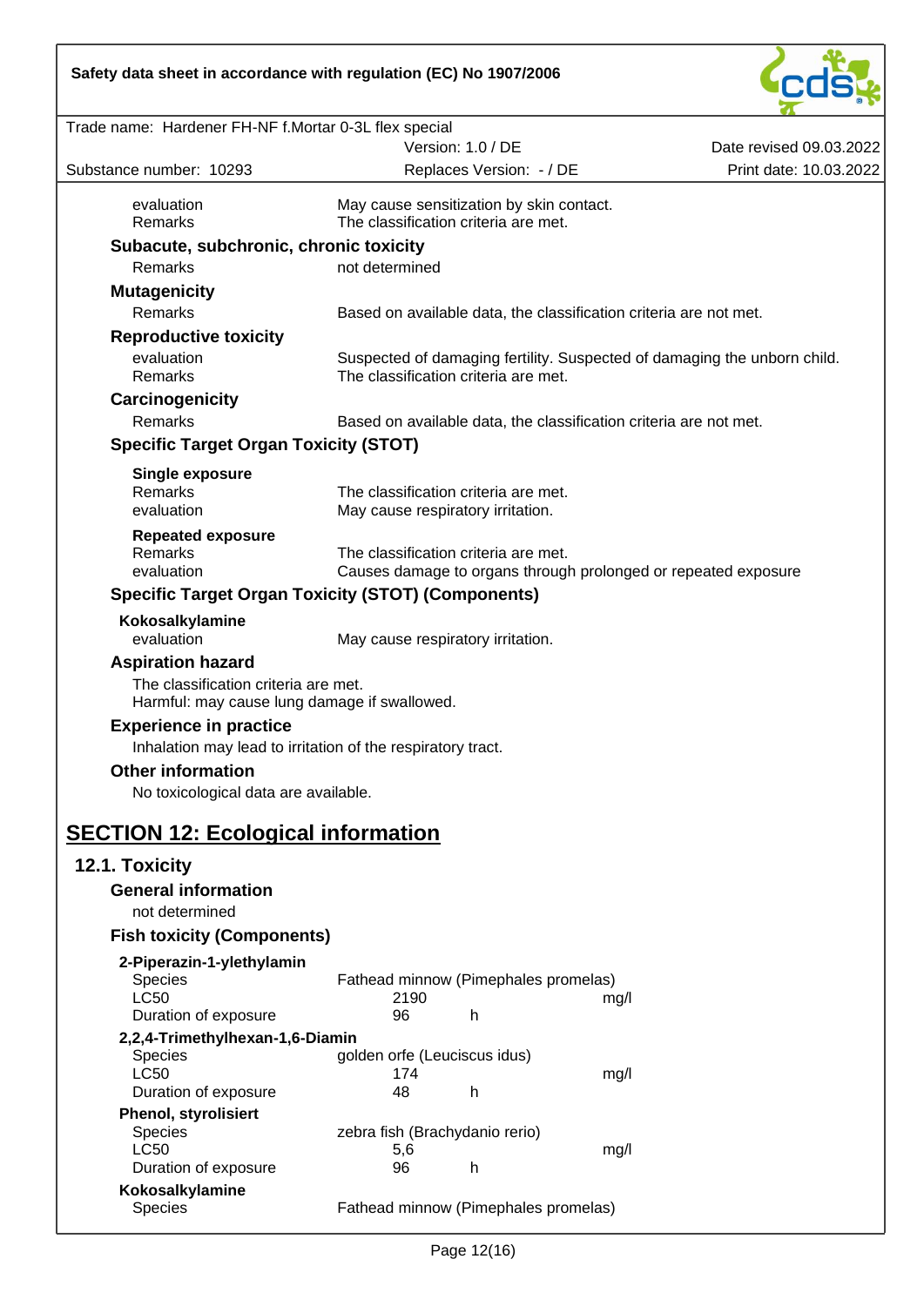| | |
|---|---|
| evaluation | May cause sensitization by skin contact. |
| Remarks | The classification criteria are met. |

**Subacute, subchronic, chronic toxicity**

| | |
|---|---|
| Remarks | not determined |

**Mutagenicity**

| | |
|---|---|
| Remarks | Based on available data, the classification criteria are not met. |

**Reproductive toxicity**

| | |
|---|---|
| evaluation | Suspected of damaging fertility. Suspected of damaging the unborn child. |
| Remarks | The classification criteria are met. |

**Carcinogenicity**

| | |
|---|---|
| Remarks | Based on available data, the classification criteria are not met. |

**Specific Target Organ Toxicity (STOT)**

**Single exposure**

| | |
|---|---|
| Remarks | The classification criteria are met. |
| evaluation | May cause respiratory irritation. |

**Repeated exposure**

| | |
|---|---|
| Remarks | The classification criteria are met. |
| evaluation | Causes damage to organs through prolonged or repeated exposure |

**Specific Target Organ Toxicity (STOT) (Components)**

**Kokosalkylamine**

| | |
|---|---|
| evaluation | May cause respiratory irritation. |

**Aspiration hazard**

The classification criteria are met.
Harmful: may cause lung damage if swallowed.

**Experience in practice**

Inhalation may lead to irritation of the respiratory tract.

**Other information**

No toxicological data are available.

# SECTION 12: Ecological information

## 12.1. Toxicity

**General information**

not determined

**Fish toxicity (Components)**

**2-Piperazin-1-ylethylamin**

| | | | |
|---|---|---|---|
| Species | Fathead minnow (Pimephales promelas) | | |
| LC50 | 2190 | | mg/l |
| Duration of exposure | 96 | h | |

**2,2,4-Trimethylhexan-1,6-Diamin**

| | | | |
|---|---|---|---|
| Species | golden orfe (Leuciscus idus) | | |
| LC50 | 174 | | mg/l |
| Duration of exposure | 48 | h | |

**Phenol, styrolisiert**

| | | | |
|---|---|---|---|
| Species | zebra fish (Brachydanio rerio) | | |
| LC50 | 5,6 | | mg/l |
| Duration of exposure | 96 | h | |

**Kokosalkylamine**

| | |
|---|---|
| Species | Fathead minnow (Pimephales promelas) |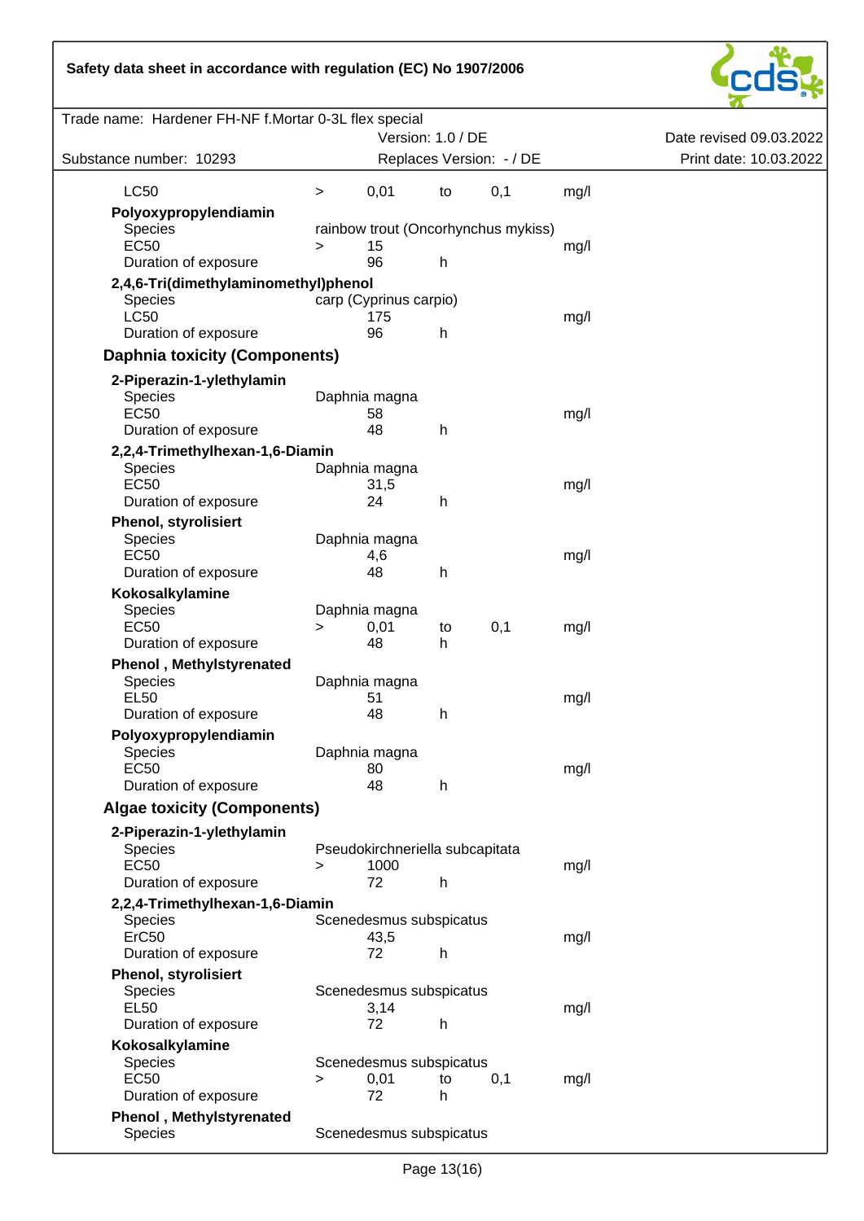| | | | | | |
|---|---|---|---|---|---|
| LC50 | > | 0,01 | to | 0,1 | mg/l |
| **Polyoxypropylendiamin** | | | | | |
| Species | rainbow trout (Oncorhynchus mykiss) | | | | |
| EC50 | > | 15 | | | mg/l |
| Duration of exposure | | 96 | h | | |
| **2,4,6-Tri(dimethylaminomethyl)phenol** | | | | | |
| Species | carp (Cyprinus carpio) | | | | |
| LC50 | | 175 | | | mg/l |
| Duration of exposure | | 96 | h | | |

## Daphnia toxicity (Components)

| | | | | | |
|---|---|---|---|---|---|
| **2-Piperazin-1-ylethylamin** | | | | | |
| Species | Daphnia magna | | | | |
| EC50 | | 58 | | | mg/l |
| Duration of exposure | | 48 | h | | |
| **2,2,4-Trimethylhexan-1,6-Diamin** | | | | | |
| Species | Daphnia magna | | | | |
| EC50 | | 31,5 | | | mg/l |
| Duration of exposure | | 24 | h | | |
| **Phenol, styrolisiert** | | | | | |
| Species | Daphnia magna | | | | |
| EC50 | | 4,6 | | | mg/l |
| Duration of exposure | | 48 | h | | |
| **Kokosalkylamine** | | | | | |
| Species | Daphnia magna | | | | |
| EC50 | > | 0,01 | to | 0,1 | mg/l |
| Duration of exposure | | 48 | h | | |
| **Phenol , Methylstyrenated** | | | | | |
| Species | Daphnia magna | | | | |
| EL50 | | 51 | | | mg/l |
| Duration of exposure | | 48 | h | | |
| **Polyoxypropylendiamin** | | | | | |
| Species | Daphnia magna | | | | |
| EC50 | | 80 | | | mg/l |
| Duration of exposure | | 48 | h | | |

## Algae toxicity (Components)

| | | | | | |
|---|---|---|---|---|---|
| **2-Piperazin-1-ylethylamin** | | | | | |
| Species | Pseudokirchneriella subcapitata | | | | |
| EC50 | > | 1000 | | | mg/l |
| Duration of exposure | | 72 | h | | |
| **2,2,4-Trimethylhexan-1,6-Diamin** | | | | | |
| Species | Scenedesmus subspicatus | | | | |
| ErC50 | | 43,5 | | | mg/l |
| Duration of exposure | | 72 | h | | |
| **Phenol, styrolisiert** | | | | | |
| Species | Scenedesmus subspicatus | | | | |
| EL50 | | 3,14 | | | mg/l |
| Duration of exposure | | 72 | h | | |
| **Kokosalkylamine** | | | | | |
| Species | Scenedesmus subspicatus | | | | |
| EC50 | > | 0,01 | to | 0,1 | mg/l |
| Duration of exposure | | 72 | h | | |
| **Phenol , Methylstyrenated** | | | | | |
| Species | Scenedesmus subspicatus | | | | |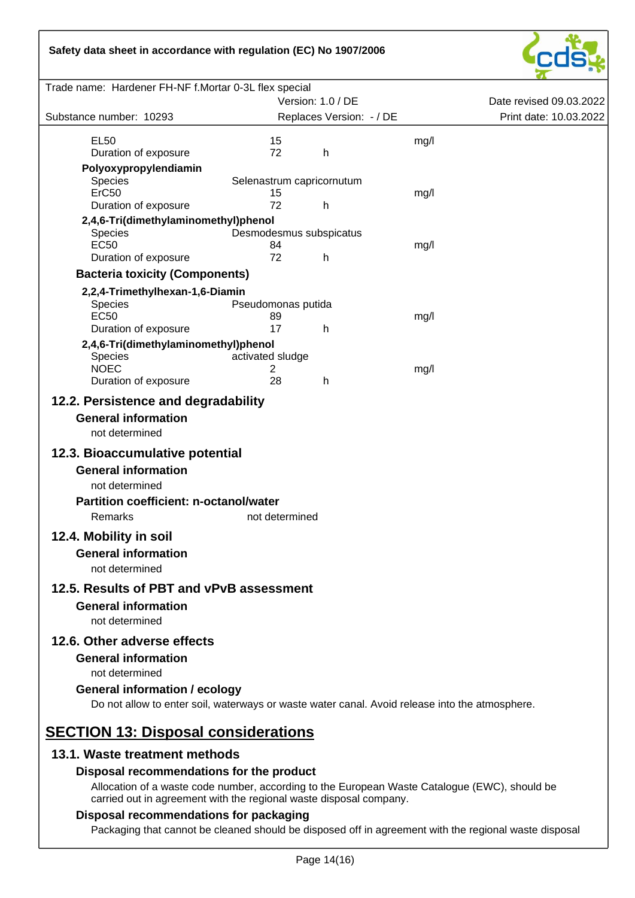| | | | |
|---|---|---|---|
| EL50 | 15 | | mg/l |
| Duration of exposure | 72 | h | |

**Polyoxypropylendiamin**

| | | | |
|---|---|---|---|
| Species | Selenastrum capricornutum | | |
| ErC50 | 15 | | mg/l |
| Duration of exposure | 72 | h | |

**2,4,6-Tri(dimethylaminomethyl)phenol**

| | | | |
|---|---|---|---|
| Species | Desmodesmus subspicatus | | |
| EC50 | 84 | | mg/l |
| Duration of exposure | 72 | h | |

**Bacteria toxicity (Components)**

**2,2,4-Trimethylhexan-1,6-Diamin**

| | | | |
|---|---|---|---|
| Species | Pseudomonas putida | | |
| EC50 | 89 | | mg/l |
| Duration of exposure | 17 | h | |

**2,4,6-Tri(dimethylaminomethyl)phenol**

| | | | |
|---|---|---|---|
| Species | activated sludge | | |
| NOEC | 2 | | mg/l |
| Duration of exposure | 28 | h | |

## 12.2. Persistence and degradability

**General information**

not determined

## 12.3. Bioaccumulative potential

**General information**

not determined

**Partition coefficient: n-octanol/water**

Remarks not determined

## 12.4. Mobility in soil

**General information**

not determined

## 12.5. Results of PBT and vPvB assessment

**General information**

not determined

## 12.6. Other adverse effects

**General information**

not determined

**General information / ecology**

Do not allow to enter soil, waterways or waste water canal. Avoid release into the atmosphere.

# SECTION 13: Disposal considerations

## 13.1. Waste treatment methods

**Disposal recommendations for the product**

Allocation of a waste code number, according to the European Waste Catalogue (EWC), should be carried out in agreement with the regional waste disposal company.

**Disposal recommendations for packaging**

Packaging that cannot be cleaned should be disposed off in agreement with the regional waste disposal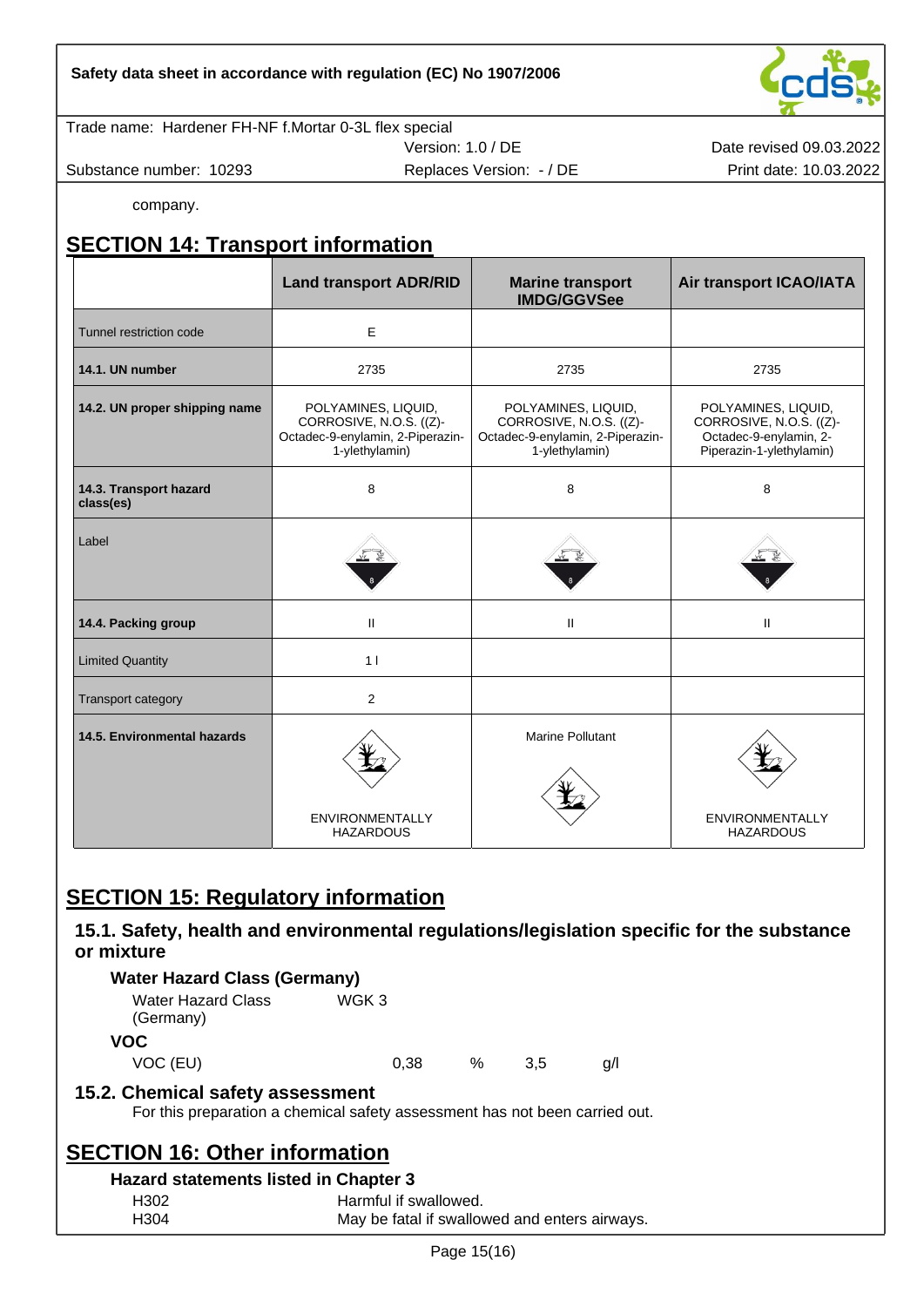company.

## SECTION 14: Transport information

| | Land transport ADR/RID | Marine transport IMDG/GGVSee | Air transport ICAO/IATA |
|---|---|---|---|
| Tunnel restriction code | E | | |
| **14.1. UN number** | 2735 | 2735 | 2735 |
| **14.2. UN proper shipping name** | POLYAMINES, LIQUID, CORROSIVE, N.O.S. ((Z)-Octadec-9-enylamin, 2-Piperazin-1-ylethylamin) | POLYAMINES, LIQUID, CORROSIVE, N.O.S. ((Z)-Octadec-9-enylamin, 2-Piperazin-1-ylethylamin) | POLYAMINES, LIQUID, CORROSIVE, N.O.S. ((Z)-Octadec-9-enylamin, 2-Piperazin-1-ylethylamin) |
| **14.3. Transport hazard class(es)** | 8 | 8 | 8 |
| Label | | | |
| **14.4. Packing group** | II | II | II |
| Limited Quantity | 1 l | | |
| Transport category | 2 | | |
| **14.5. Environmental hazards** | ENVIRONMENTALLY HAZARDOUS | Marine Pollutant | ENVIRONMENTALLY HAZARDOUS |

## SECTION 15: Regulatory information

### 15.1. Safety, health and environmental regulations/legislation specific for the substance or mixture

**Water Hazard Class (Germany)**

Water Hazard Class (Germany) WGK 3

**VOC**

VOC (EU) 0,38 % 3,5 g/l

### 15.2. Chemical safety assessment

For this preparation a chemical safety assessment has not been carried out.

## SECTION 16: Other information

**Hazard statements listed in Chapter 3**

H302 Harmful if swallowed.
H304 May be fatal if swallowed and enters airways.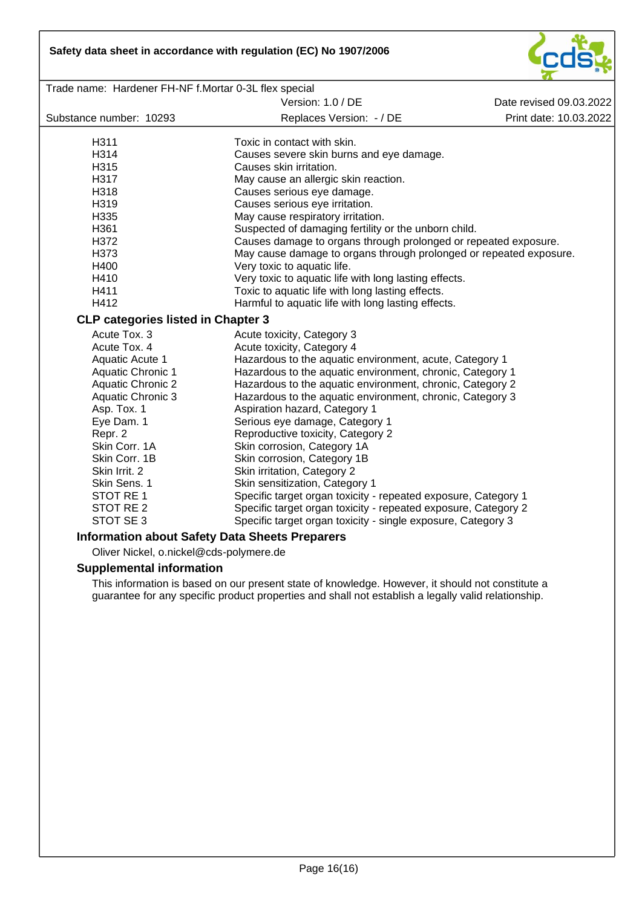| | |
|---|---|
| H311 | Toxic in contact with skin. |
| H314 | Causes severe skin burns and eye damage. |
| H315 | Causes skin irritation. |
| H317 | May cause an allergic skin reaction. |
| H318 | Causes serious eye damage. |
| H319 | Causes serious eye irritation. |
| H335 | May cause respiratory irritation. |
| H361 | Suspected of damaging fertility or the unborn child. |
| H372 | Causes damage to organs through prolonged or repeated exposure. |
| H373 | May cause damage to organs through prolonged or repeated exposure. |
| H400 | Very toxic to aquatic life. |
| H410 | Very toxic to aquatic life with long lasting effects. |
| H411 | Toxic to aquatic life with long lasting effects. |
| H412 | Harmful to aquatic life with long lasting effects. |

### CLP categories listed in Chapter 3

| | |
|---|---|
| Acute Tox. 3 | Acute toxicity, Category 3 |
| Acute Tox. 4 | Acute toxicity, Category 4 |
| Aquatic Acute 1 | Hazardous to the aquatic environment, acute, Category 1 |
| Aquatic Chronic 1 | Hazardous to the aquatic environment, chronic, Category 1 |
| Aquatic Chronic 2 | Hazardous to the aquatic environment, chronic, Category 2 |
| Aquatic Chronic 3 | Hazardous to the aquatic environment, chronic, Category 3 |
| Asp. Tox. 1 | Aspiration hazard, Category 1 |
| Eye Dam. 1 | Serious eye damage, Category 1 |
| Repr. 2 | Reproductive toxicity, Category 2 |
| Skin Corr. 1A | Skin corrosion, Category 1A |
| Skin Corr. 1B | Skin corrosion, Category 1B |
| Skin Irrit. 2 | Skin irritation, Category 2 |
| Skin Sens. 1 | Skin sensitization, Category 1 |
| STOT RE 1 | Specific target organ toxicity - repeated exposure, Category 1 |
| STOT RE 2 | Specific target organ toxicity - repeated exposure, Category 2 |
| STOT SE 3 | Specific target organ toxicity - single exposure, Category 3 |

### Information about Safety Data Sheets Preparers

Oliver Nickel, o.nickel@cds-polymere.de

### Supplemental information

This information is based on our present state of knowledge. However, it should not constitute a guarantee for any specific product properties and shall not establish a legally valid relationship.